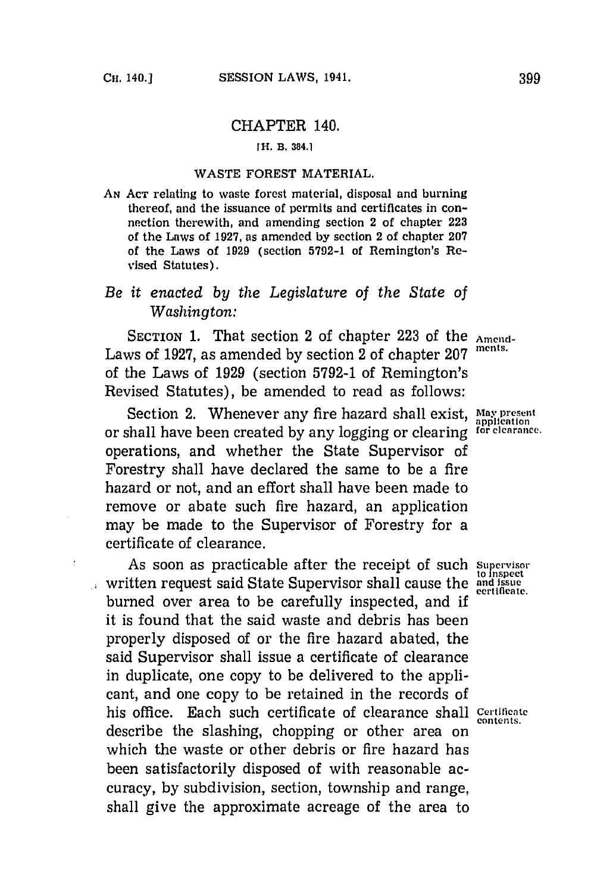# CHAPTER 140.

[H. B. 384.]

## WASTE FOREST MATERIAL.

AN ACT relating to waste forest material, disposal and burning thereof, and the issuance of permits and certificates in connection therewith, and amending section 2 of chapter 223 of the Laws of 1927, as amended by section 2 of chapter 207 of the Laws of 1929 (section 5792-1 of Remington's Revised Statutes).

*Be it enacted by the Legislature of the State of Washington:*

SECTION 1. That section 2 of chapter 223 of the Laws of 1927, as amended by section 2 of chapter 207 of the Laws of 1929 (section 5792-1 of Remington's Revised Statutes), be amended to read as follows:

Amendments.

Section 2. Whenever any fire hazard shall exist, or shall have been created by any logging or clearing operations, and whether the State Supervisor of Forestry shall have declared the same to be a fire hazard or not, and an effort shall have been made to remove or abate such fire hazard, an application may be made to the Supervisor of Forestry for a certificate of clearance.

May present application for clearance.

As soon as practicable after the receipt of such written request said State Supervisor shall cause the burned over area to be carefully inspected, and if it is found that the said waste and debris has been properly disposed of or the fire hazard abated, the said Supervisor shall issue a certificate of clearance in duplicate, one copy to be delivered to the applicant, and one copy to be retained in the records of his office. Each such certificate of clearance shall describe the slashing, chopping or other area on which the waste or other debris or fire hazard has been satisfactorily disposed of with reasonable accuracy, by subdivision, section, township and range, shall give the approximate acreage of the area to

Supervisor to inspect and issue certificate.

Certificate contents.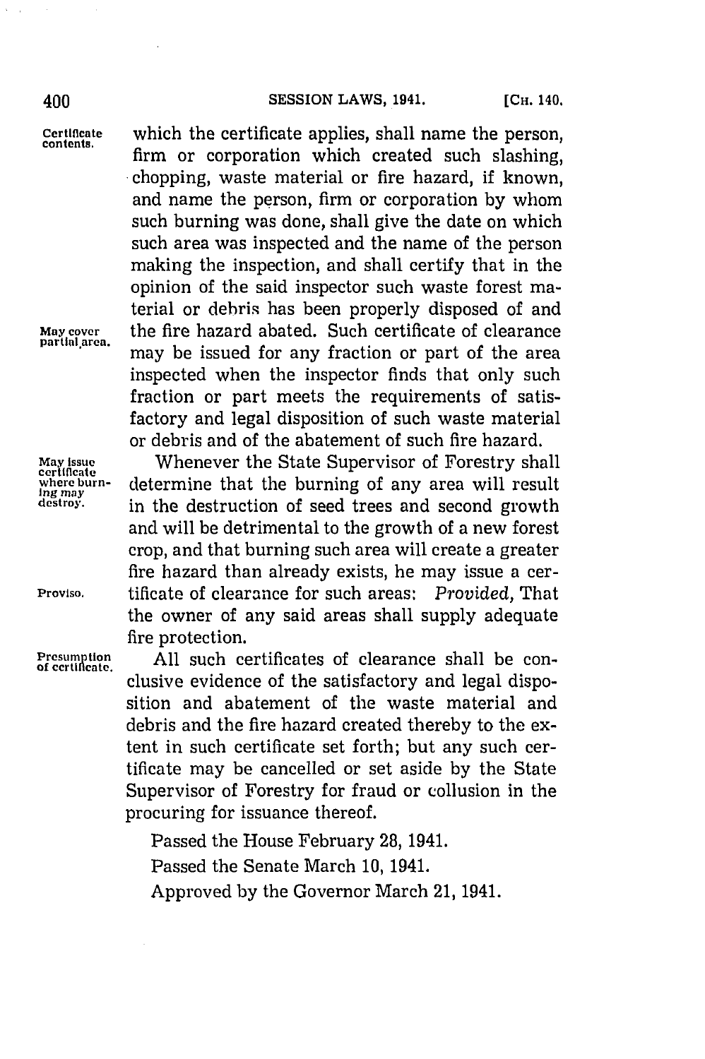which the certificate applies, shall name the person, firm or corporation which created such slashing, chopping, waste material or fire hazard, if known, and name the person, firm or corporation by whom such burning was done, shall give the date on which such area was inspected and the name of the person making the inspection, and shall certify that in the opinion of the said inspector such waste forest material or debris has been properly disposed of and the fire hazard abated. Such certificate of clearance may be issued for any fraction or part of the area inspected when the inspector finds that only such fraction or part meets the requirements of satisfactory and legal disposition of such waste material or debris and of the abatement of such fire hazard.

Whenever the State Supervisor of Forestry shall determine that the burning of any area will result in the destruction of seed trees and second growth and will be detrimental to the growth of a new forest crop, and that burning such area will create a greater fire hazard than already exists, he may issue a certificate of clearance for such areas: *Provided*, That the owner of any said areas shall supply adequate fire protection.

All such certificates of clearance shall be conclusive evidence of the satisfactory and legal disposition and abatement of the waste material and debris and the fire hazard created thereby to the extent in such certificate set forth; but any such certificate may be cancelled or set aside by the State Supervisor of Forestry for fraud or collusion in the procuring for issuance thereof.

Passed the House February 28, 1941.

Passed the Senate March 10, 1941.

Approved by the Governor March 21, 1941.